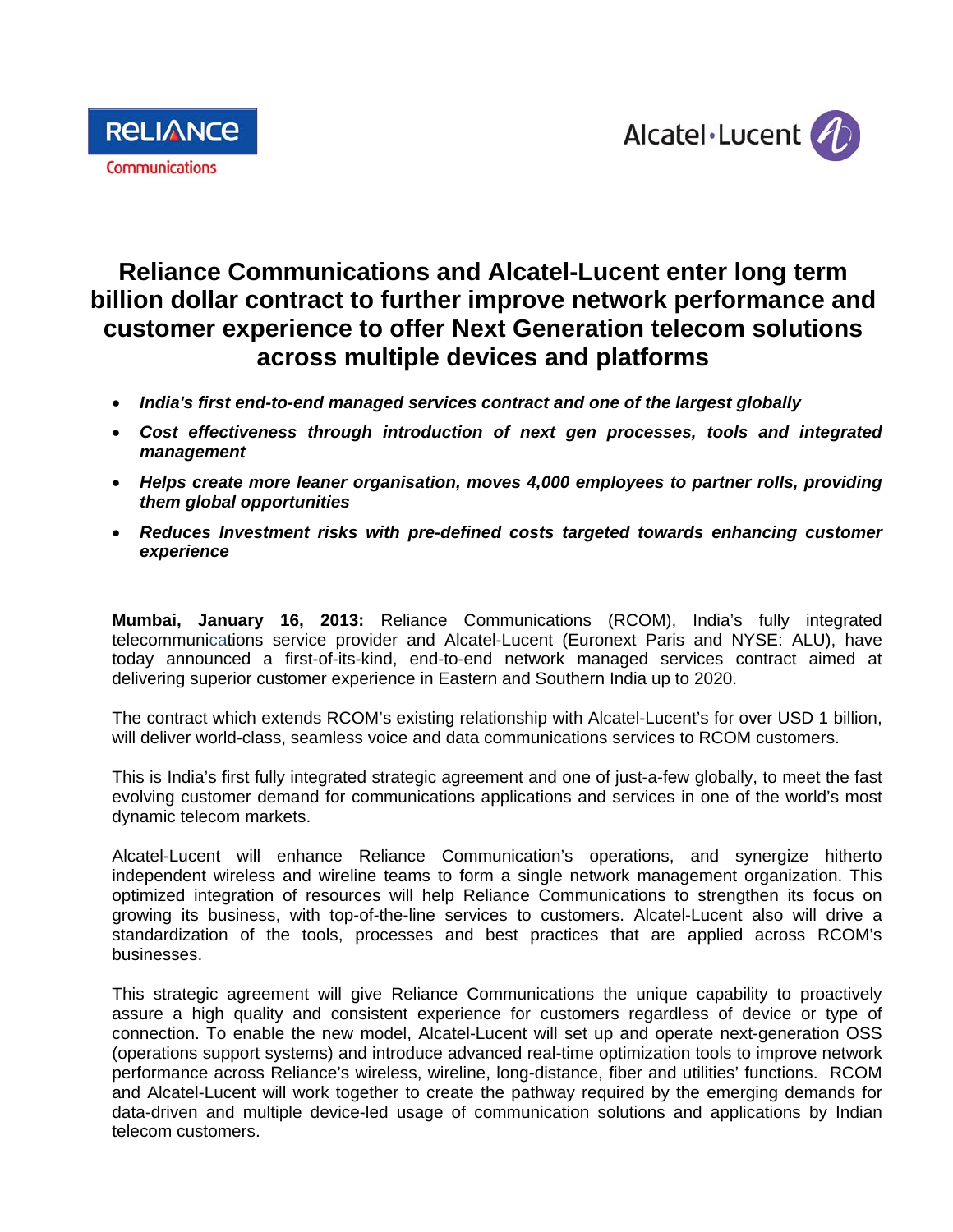Reliance Communications

Alcatel·Lucent

# Reliance Communications and Alcatel-Lucent enter long term billion dollar contract to further improve network performance and customer experience to offer Next Generation telecom solutions across multiple devices and platforms

- ***India's first end-to-end managed services contract and one of the largest globally***
- ***Cost effectiveness through introduction of next gen processes, tools and integrated management***
- ***Helps create more leaner organisation, moves 4,000 employees to partner rolls, providing them global opportunities***
- ***Reduces Investment risks with pre-defined costs targeted towards enhancing customer experience***

**Mumbai, January 16, 2013:** Reliance Communications (RCOM), India's fully integrated telecommunications service provider and Alcatel-Lucent (Euronext Paris and NYSE: ALU), have today announced a first-of-its-kind, end-to-end network managed services contract aimed at delivering superior customer experience in Eastern and Southern India up to 2020.

The contract which extends RCOM's existing relationship with Alcatel-Lucent's for over USD 1 billion, will deliver world-class, seamless voice and data communications services to RCOM customers.

This is India's first fully integrated strategic agreement and one of just-a-few globally, to meet the fast evolving customer demand for communications applications and services in one of the world's most dynamic telecom markets.

Alcatel-Lucent will enhance Reliance Communication's operations, and synergize hitherto independent wireless and wireline teams to form a single network management organization. This optimized integration of resources will help Reliance Communications to strengthen its focus on growing its business, with top-of-the-line services to customers. Alcatel-Lucent also will drive a standardization of the tools, processes and best practices that are applied across RCOM's businesses.

This strategic agreement will give Reliance Communications the unique capability to proactively assure a high quality and consistent experience for customers regardless of device or type of connection. To enable the new model, Alcatel-Lucent will set up and operate next-generation OSS (operations support systems) and introduce advanced real-time optimization tools to improve network performance across Reliance's wireless, wireline, long-distance, fiber and utilities' functions. RCOM and Alcatel-Lucent will work together to create the pathway required by the emerging demands for data-driven and multiple device-led usage of communication solutions and applications by Indian telecom customers.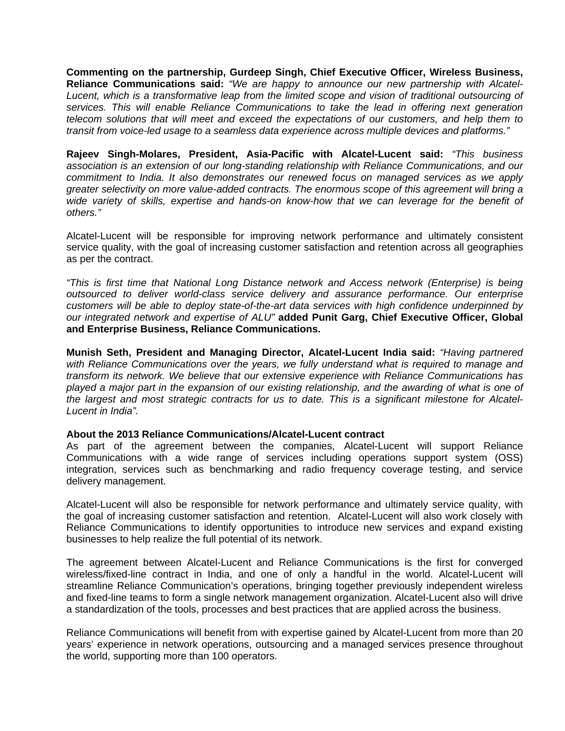**Commenting on the partnership, Gurdeep Singh, Chief Executive Officer, Wireless Business, Reliance Communications said:** *"We are happy to announce our new partnership with Alcatel-Lucent, which is a transformative leap from the limited scope and vision of traditional outsourcing of services. This will enable Reliance Communications to take the lead in offering next generation telecom solutions that will meet and exceed the expectations of our customers, and help them to transit from voice-led usage to a seamless data experience across multiple devices and platforms."*

**Rajeev Singh-Molares, President, Asia-Pacific with Alcatel-Lucent said:** *"This business association is an extension of our long-standing relationship with Reliance Communications, and our commitment to India. It also demonstrates our renewed focus on managed services as we apply greater selectivity on more value-added contracts. The enormous scope of this agreement will bring a wide variety of skills, expertise and hands-on know-how that we can leverage for the benefit of others."*

Alcatel-Lucent will be responsible for improving network performance and ultimately consistent service quality, with the goal of increasing customer satisfaction and retention across all geographies as per the contract.

*"This is first time that National Long Distance network and Access network (Enterprise) is being outsourced to deliver world-class service delivery and assurance performance. Our enterprise customers will be able to deploy state-of-the-art data services with high confidence underpinned by our integrated network and expertise of ALU"* **added Punit Garg, Chief Executive Officer, Global and Enterprise Business, Reliance Communications.**

**Munish Seth, President and Managing Director, Alcatel-Lucent India said:** *"Having partnered with Reliance Communications over the years, we fully understand what is required to manage and transform its network. We believe that our extensive experience with Reliance Communications has played a major part in the expansion of our existing relationship, and the awarding of what is one of the largest and most strategic contracts for us to date. This is a significant milestone for Alcatel-Lucent in India".*

**About the 2013 Reliance Communications/Alcatel-Lucent contract**

As part of the agreement between the companies, Alcatel-Lucent will support Reliance Communications with a wide range of services including operations support system (OSS) integration, services such as benchmarking and radio frequency coverage testing, and service delivery management.

Alcatel-Lucent will also be responsible for network performance and ultimately service quality, with the goal of increasing customer satisfaction and retention. Alcatel-Lucent will also work closely with Reliance Communications to identify opportunities to introduce new services and expand existing businesses to help realize the full potential of its network.

The agreement between Alcatel-Lucent and Reliance Communications is the first for converged wireless/fixed-line contract in India, and one of only a handful in the world. Alcatel-Lucent will streamline Reliance Communication's operations, bringing together previously independent wireless and fixed-line teams to form a single network management organization. Alcatel-Lucent also will drive a standardization of the tools, processes and best practices that are applied across the business.

Reliance Communications will benefit from with expertise gained by Alcatel-Lucent from more than 20 years' experience in network operations, outsourcing and a managed services presence throughout the world, supporting more than 100 operators.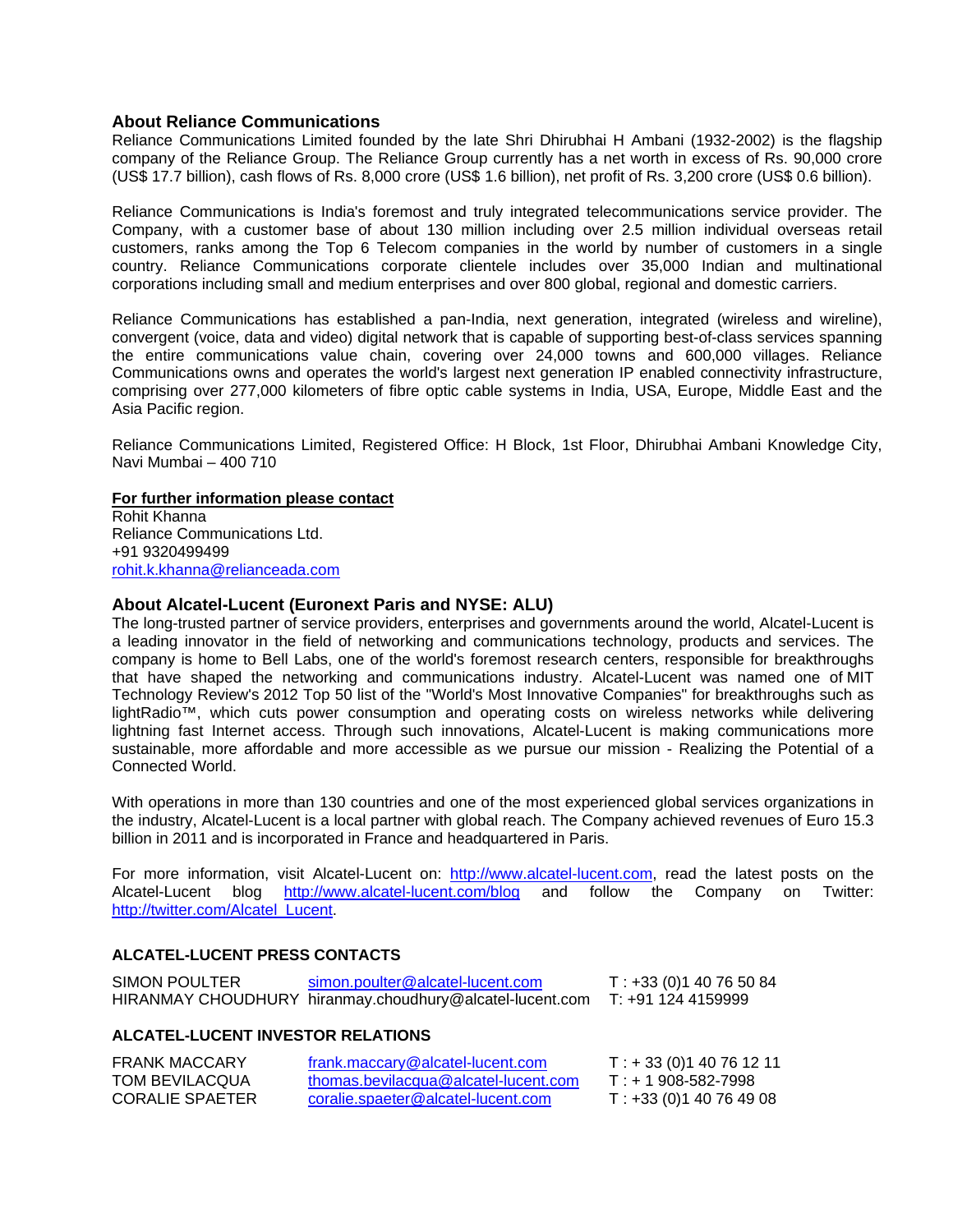### About Reliance Communications

Reliance Communications Limited founded by the late Shri Dhirubhai H Ambani (1932-2002) is the flagship company of the Reliance Group. The Reliance Group currently has a net worth in excess of Rs. 90,000 crore (US$ 17.7 billion), cash flows of Rs. 8,000 crore (US$ 1.6 billion), net profit of Rs. 3,200 crore (US$ 0.6 billion).

Reliance Communications is India's foremost and truly integrated telecommunications service provider. The Company, with a customer base of about 130 million including over 2.5 million individual overseas retail customers, ranks among the Top 6 Telecom companies in the world by number of customers in a single country. Reliance Communications corporate clientele includes over 35,000 Indian and multinational corporations including small and medium enterprises and over 800 global, regional and domestic carriers.

Reliance Communications has established a pan-India, next generation, integrated (wireless and wireline), convergent (voice, data and video) digital network that is capable of supporting best-of-class services spanning the entire communications value chain, covering over 24,000 towns and 600,000 villages. Reliance Communications owns and operates the world's largest next generation IP enabled connectivity infrastructure, comprising over 277,000 kilometers of fibre optic cable systems in India, USA, Europe, Middle East and the Asia Pacific region.

Reliance Communications Limited, Registered Office: H Block, 1st Floor, Dhirubhai Ambani Knowledge City, Navi Mumbai – 400 710

**For further information please contact**

Rohit Khanna
Reliance Communications Ltd.
+91 9320499499
rohit.k.khanna@relianceada.com

### About Alcatel-Lucent (Euronext Paris and NYSE: ALU)

The long-trusted partner of service providers, enterprises and governments around the world, Alcatel-Lucent is a leading innovator in the field of networking and communications technology, products and services. The company is home to Bell Labs, one of the world's foremost research centers, responsible for breakthroughs that have shaped the networking and communications industry. Alcatel-Lucent was named one of MIT Technology Review's 2012 Top 50 list of the "World's Most Innovative Companies" for breakthroughs such as lightRadio™, which cuts power consumption and operating costs on wireless networks while delivering lightning fast Internet access. Through such innovations, Alcatel-Lucent is making communications more sustainable, more affordable and more accessible as we pursue our mission - Realizing the Potential of a Connected World.

With operations in more than 130 countries and one of the most experienced global services organizations in the industry, Alcatel-Lucent is a local partner with global reach. The Company achieved revenues of Euro 15.3 billion in 2011 and is incorporated in France and headquartered in Paris.

For more information, visit Alcatel-Lucent on: http://www.alcatel-lucent.com, read the latest posts on the Alcatel-Lucent blog http://www.alcatel-lucent.com/blog and follow the Company on Twitter: http://twitter.com/Alcatel_Lucent.

**ALCATEL-LUCENT PRESS CONTACTS**

| | | |
|---|---|---|
| SIMON POULTER | simon.poulter@alcatel-lucent.com | T : +33 (0)1 40 76 50 84 |
| HIRANMAY CHOUDHURY | hiranmay.choudhury@alcatel-lucent.com | T: +91 124 4159999 |

**ALCATEL-LUCENT INVESTOR RELATIONS**

| | | |
|---|---|---|
| FRANK MACCARY | frank.maccary@alcatel-lucent.com | T : + 33 (0)1 40 76 12 11 |
| TOM BEVILACQUA | thomas.bevilacqua@alcatel-lucent.com | T : + 1 908-582-7998 |
| CORALIE SPAETER | coralie.spaeter@alcatel-lucent.com | T : +33 (0)1 40 76 49 08 |